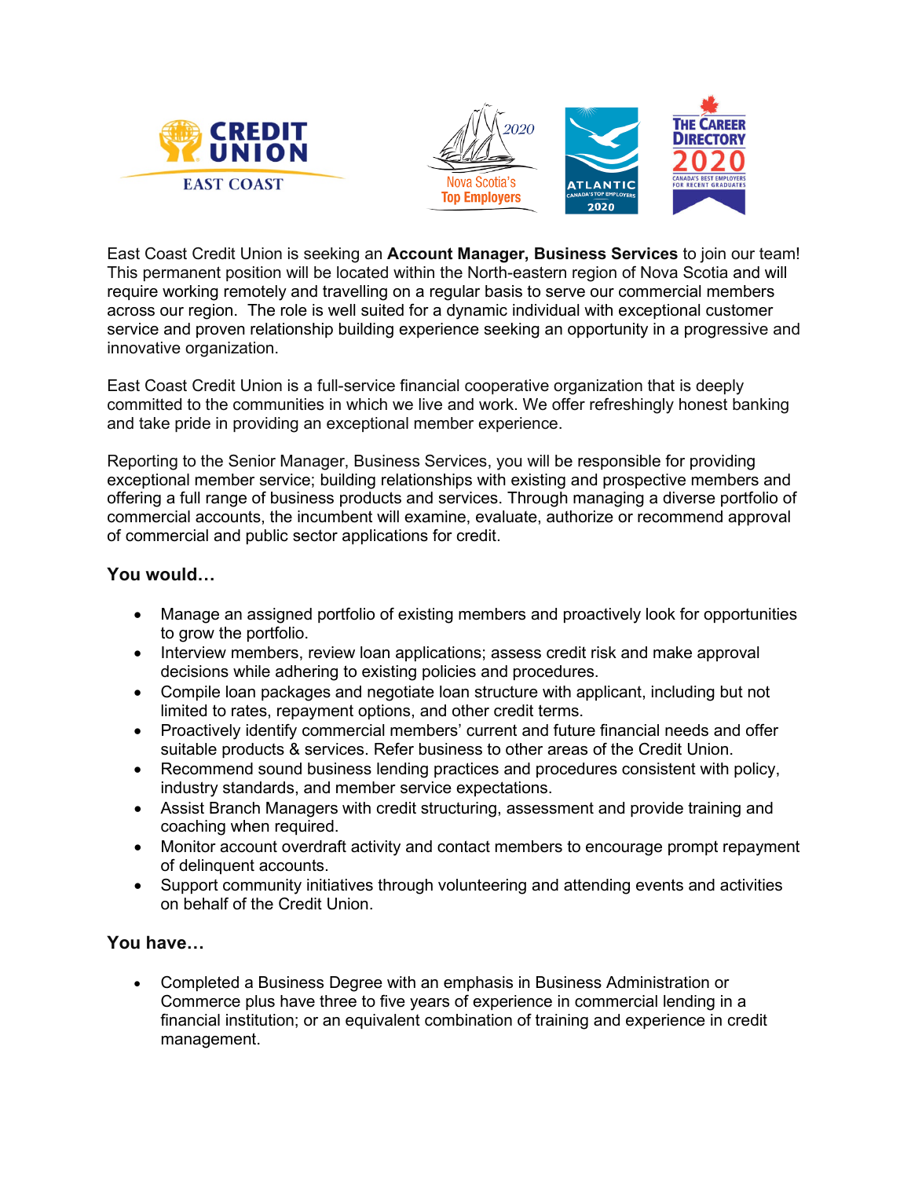East Coast Credit Union is seeking an **Account Manager, Business Services** to join our team! This permanent position will be located within the North-eastern region of Nova Scotia and will require working remotely and travelling on a regular basis to serve our commercial members across our region. The role is well suited for a dynamic individual with exceptional customer service and proven relationship building experience seeking an opportunity in a progressive and innovative organization.

East Coast Credit Union is a full-service financial cooperative organization that is deeply committed to the communities in which we live and work. We offer refreshingly honest banking and take pride in providing an exceptional member experience.

Reporting to the Senior Manager, Business Services, you will be responsible for providing exceptional member service; building relationships with existing and prospective members and offering a full range of business products and services. Through managing a diverse portfolio of commercial accounts, the incumbent will examine, evaluate, authorize or recommend approval of commercial and public sector applications for credit.

### You would…

- Manage an assigned portfolio of existing members and proactively look for opportunities to grow the portfolio.
- Interview members, review loan applications; assess credit risk and make approval decisions while adhering to existing policies and procedures.
- Compile loan packages and negotiate loan structure with applicant, including but not limited to rates, repayment options, and other credit terms.
- Proactively identify commercial members' current and future financial needs and offer suitable products & services. Refer business to other areas of the Credit Union.
- Recommend sound business lending practices and procedures consistent with policy, industry standards, and member service expectations.
- Assist Branch Managers with credit structuring, assessment and provide training and coaching when required.
- Monitor account overdraft activity and contact members to encourage prompt repayment of delinquent accounts.
- Support community initiatives through volunteering and attending events and activities on behalf of the Credit Union.

### You have…

- Completed a Business Degree with an emphasis in Business Administration or Commerce plus have three to five years of experience in commercial lending in a financial institution; or an equivalent combination of training and experience in credit management.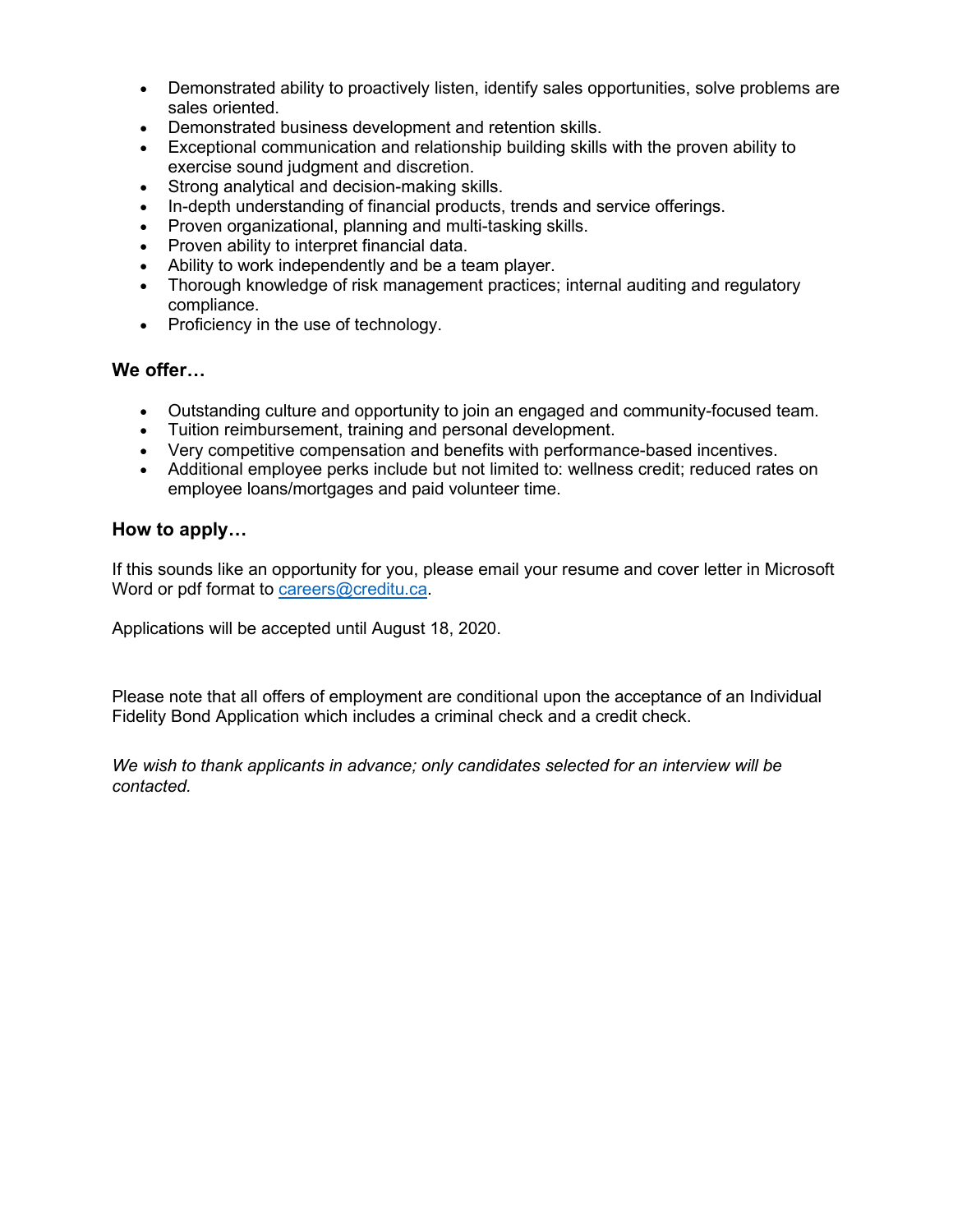- Demonstrated ability to proactively listen, identify sales opportunities, solve problems are sales oriented.
- Demonstrated business development and retention skills.
- Exceptional communication and relationship building skills with the proven ability to exercise sound judgment and discretion.
- Strong analytical and decision-making skills.
- In-depth understanding of financial products, trends and service offerings.
- Proven organizational, planning and multi-tasking skills.
- Proven ability to interpret financial data.
- Ability to work independently and be a team player.
- Thorough knowledge of risk management practices; internal auditing and regulatory compliance.
- Proficiency in the use of technology.

### We offer…

- Outstanding culture and opportunity to join an engaged and community-focused team.
- Tuition reimbursement, training and personal development.
- Very competitive compensation and benefits with performance-based incentives.
- Additional employee perks include but not limited to: wellness credit; reduced rates on employee loans/mortgages and paid volunteer time.

### How to apply…

If this sounds like an opportunity for you, please email your resume and cover letter in Microsoft Word or pdf format to careers@creditu.ca.

Applications will be accepted until August 18, 2020.

Please note that all offers of employment are conditional upon the acceptance of an Individual Fidelity Bond Application which includes a criminal check and a credit check.

*We wish to thank applicants in advance; only candidates selected for an interview will be contacted.*